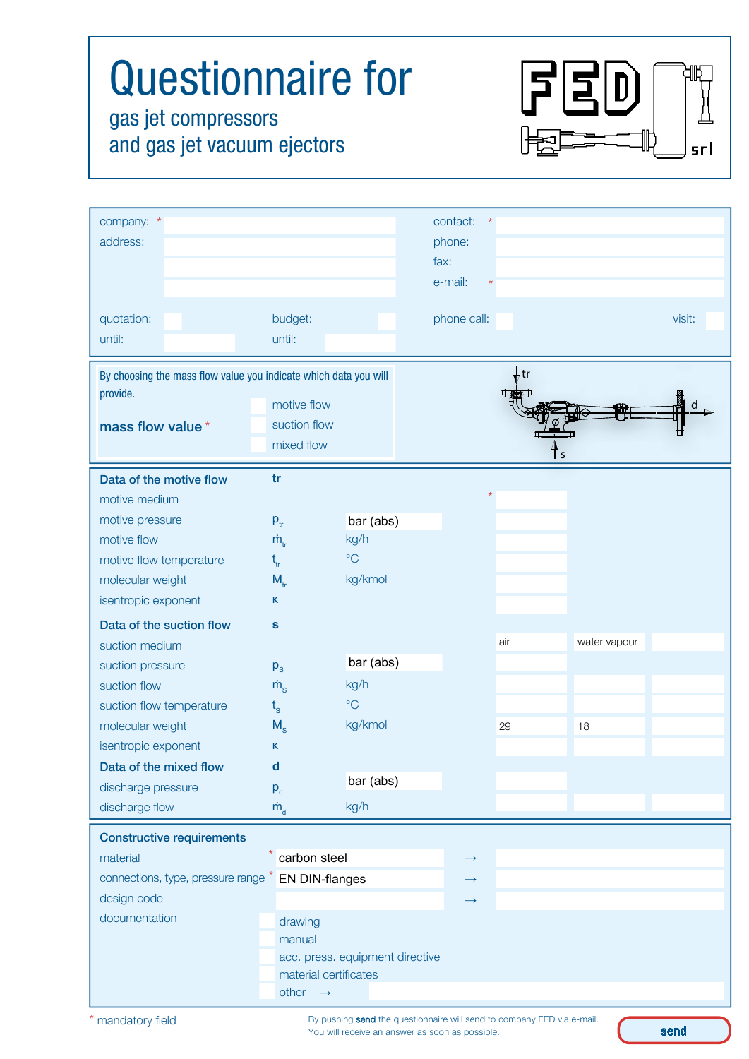# Questionnaire for

## gas jet compressors
## and gas jet vacuum ejectors

FED srl

| | | | |
|---|---|---|---|
| company: * | | contact: * | |
| address: | | phone: | |
| | | fax: | |
| | | e-mail: * | |
| quotation: | budget: | phone call: | visit: |
| until: | until: | | |

By choosing the mass flow value you indicate which data you will provide.

**mass flow value** *

- motive flow
- suction flow
- mixed flow

tr, d, s

| | | | | | |
|---|---|---|---|---|---|
| **Data of the motive flow** | **tr** | | | | |
| motive medium | | | * | | |
| motive pressure | $p_{tr}$ | bar (abs) | | | |
| motive flow | $\dot{m}_{tr}$ | kg/h | | | |
| motive flow temperature | $t_{tr}$ | °C | | | |
| molecular weight | $M_{tr}$ | kg/kmol | | | |
| isentropic exponent | κ | | | | |
| **Data of the suction flow** | **s** | | | | |
| suction medium | | | air | water vapour | |
| suction pressure | $p_s$ | bar (abs) | | | |
| suction flow | $\dot{m}_s$ | kg/h | | | |
| suction flow temperature | $t_s$ | °C | | | |
| molecular weight | $M_s$ | kg/kmol | 29 | 18 | |
| isentropic exponent | κ | | | | |
| **Data of the mixed flow** | **d** | | | | |
| discharge pressure | $p_d$ | bar (abs) | | | |
| discharge flow | $\dot{m}_d$ | kg/h | | | |

**Constructive requirements**

| | | |
|---|---|---|
| material * | carbon steel | → |
| connections, type, pressure range * | EN DIN-flanges | → |
| design code | | → |

documentation

- drawing
- manual
- acc. press. equipment directive
- material certificates
- other →

\* mandatory field

By pushing **send** the questionnaire will send to company FED via e-mail.
You will receive an answer as soon as possible.

**send**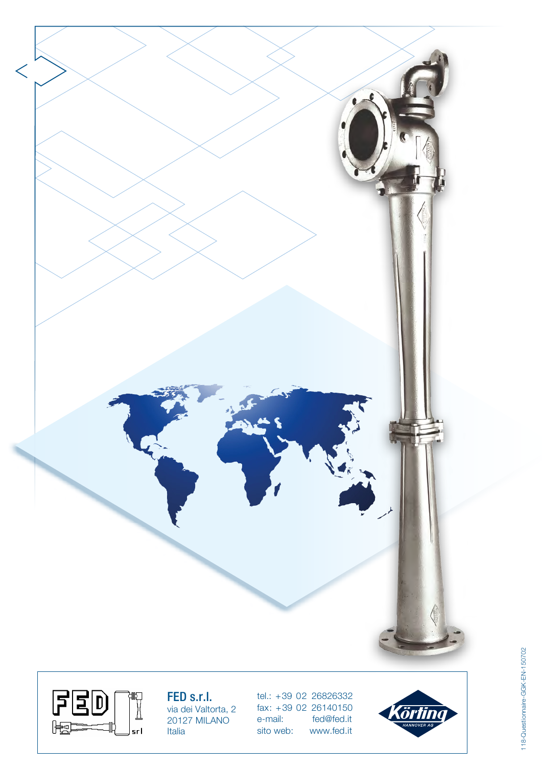**FED s.r.l.**
via dei Valtorta, 2
20127 MILANO
Italia

tel.: +39 02 26826332
fax: +39 02 26140150
e-mail: fed@fed.it
sito web: www.fed.it

118-Questionnaire-GGK-EN-150702